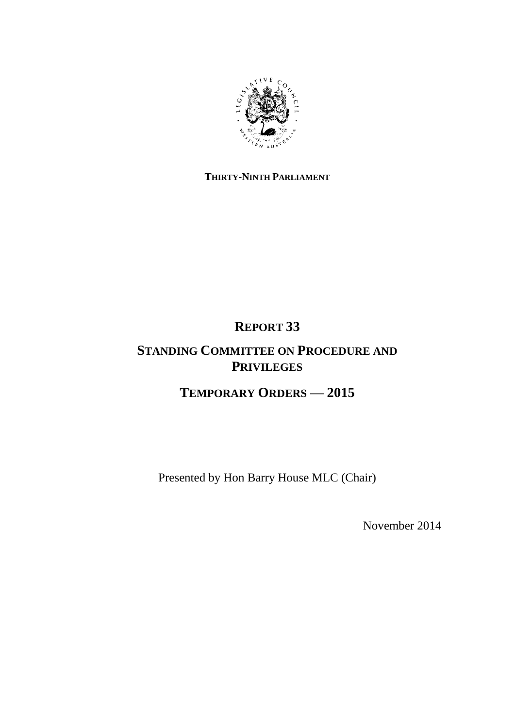**THIRTY-NINTH PARLIAMENT**

# REPORT 33

# STANDING COMMITTEE ON PROCEDURE AND PRIVILEGES

# TEMPORARY ORDERS — 2015

Presented by Hon Barry House MLC (Chair)

November 2014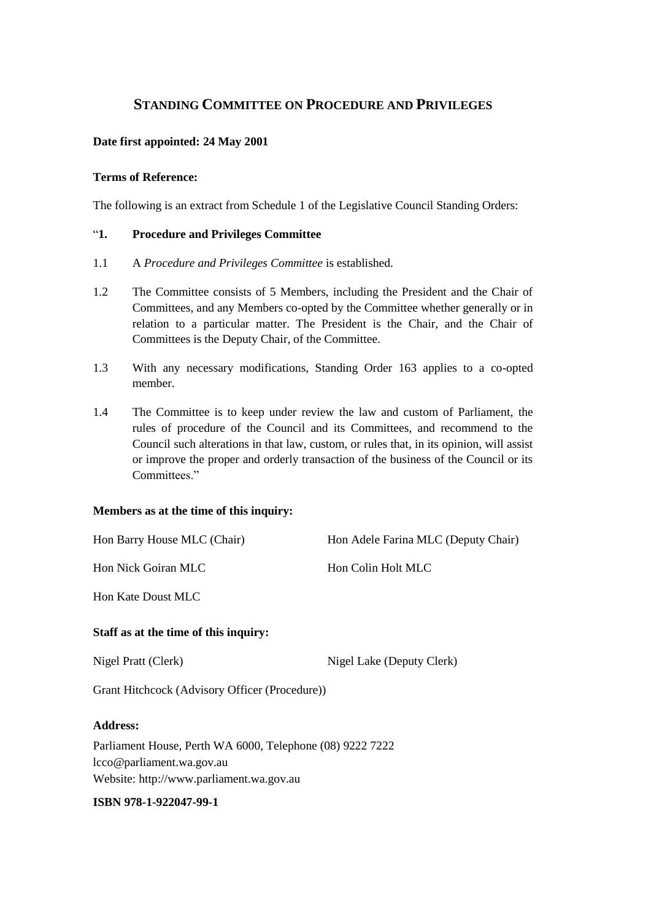# STANDING COMMITTEE ON PROCEDURE AND PRIVILEGES

**Date first appointed: 24 May 2001**

**Terms of Reference:**

The following is an extract from Schedule 1 of the Legislative Council Standing Orders:

"**1. Procedure and Privileges Committee**

1.1 A *Procedure and Privileges Committee* is established.

1.2 The Committee consists of 5 Members, including the President and the Chair of Committees, and any Members co-opted by the Committee whether generally or in relation to a particular matter. The President is the Chair, and the Chair of Committees is the Deputy Chair, of the Committee.

1.3 With any necessary modifications, Standing Order 163 applies to a co-opted member.

1.4 The Committee is to keep under review the law and custom of Parliament, the rules of procedure of the Council and its Committees, and recommend to the Council such alterations in that law, custom, or rules that, in its opinion, will assist or improve the proper and orderly transaction of the business of the Council or its Committees."

**Members as at the time of this inquiry:**

Hon Barry House MLC (Chair)

Hon Adele Farina MLC (Deputy Chair)

Hon Nick Goiran MLC

Hon Colin Holt MLC

Hon Kate Doust MLC

**Staff as at the time of this inquiry:**

Nigel Pratt (Clerk)

Nigel Lake (Deputy Clerk)

Grant Hitchcock (Advisory Officer (Procedure))

**Address:**

Parliament House, Perth WA 6000, Telephone (08) 9222 7222
lcco@parliament.wa.gov.au
Website: http://www.parliament.wa.gov.au

**ISBN 978-1-922047-99-1**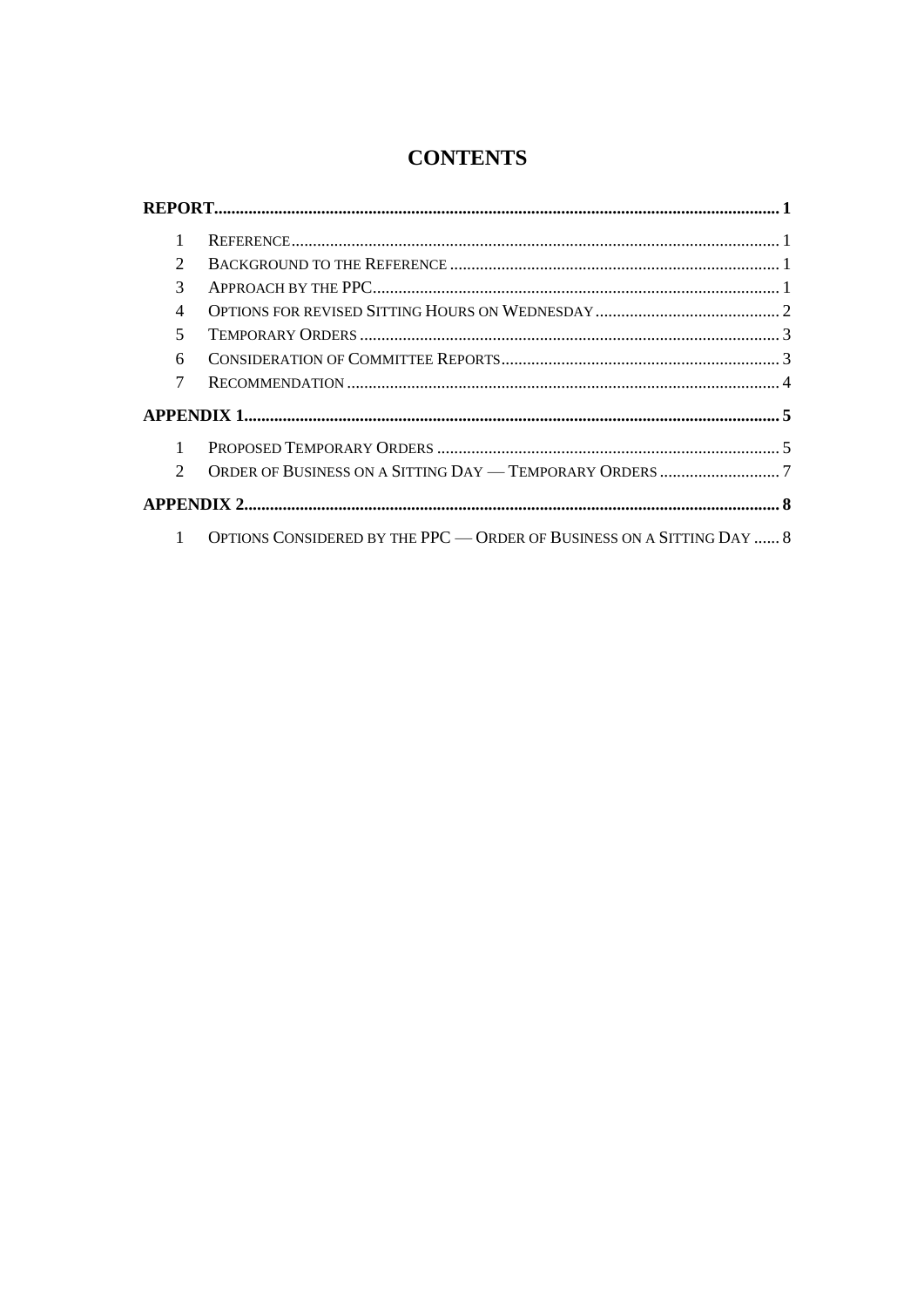# CONTENTS

**REPORT** .......... **1**

1 Reference .......... 1
2 Background to the Reference .......... 1
3 Approach by the PPC .......... 1
4 Options for revised Sitting Hours on Wednesday .......... 2
5 Temporary Orders .......... 3
6 Consideration of Committee Reports .......... 3
7 Recommendation .......... 4

**APPENDIX 1** .......... **5**

1 Proposed Temporary Orders .......... 5
2 Order of Business on a Sitting Day — Temporary Orders .......... 7

**APPENDIX 2** .......... **8**

1 Options Considered by the PPC — Order of Business on a Sitting Day .......... 8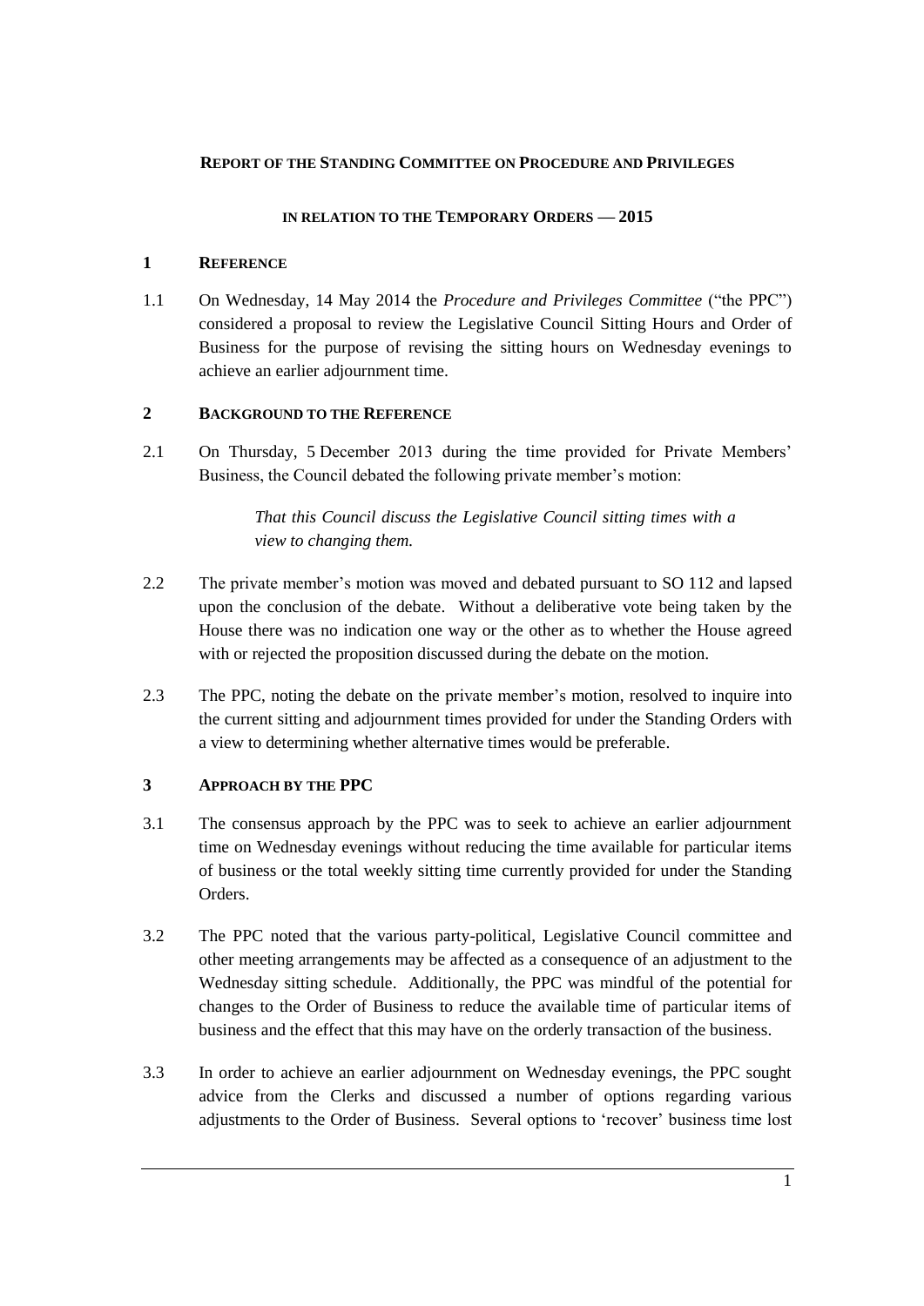**REPORT OF THE STANDING COMMITTEE ON PROCEDURE AND PRIVILEGES**

**IN RELATION TO THE TEMPORARY ORDERS — 2015**

## 1 REFERENCE

1.1 On Wednesday, 14 May 2014 the *Procedure and Privileges Committee* ("the PPC") considered a proposal to review the Legislative Council Sitting Hours and Order of Business for the purpose of revising the sitting hours on Wednesday evenings to achieve an earlier adjournment time.

## 2 BACKGROUND TO THE REFERENCE

2.1 On Thursday, 5 December 2013 during the time provided for Private Members' Business, the Council debated the following private member's motion:

> *That this Council discuss the Legislative Council sitting times with a view to changing them.*

2.2 The private member's motion was moved and debated pursuant to SO 112 and lapsed upon the conclusion of the debate. Without a deliberative vote being taken by the House there was no indication one way or the other as to whether the House agreed with or rejected the proposition discussed during the debate on the motion.

2.3 The PPC, noting the debate on the private member's motion, resolved to inquire into the current sitting and adjournment times provided for under the Standing Orders with a view to determining whether alternative times would be preferable.

## 3 APPROACH BY THE PPC

3.1 The consensus approach by the PPC was to seek to achieve an earlier adjournment time on Wednesday evenings without reducing the time available for particular items of business or the total weekly sitting time currently provided for under the Standing Orders.

3.2 The PPC noted that the various party-political, Legislative Council committee and other meeting arrangements may be affected as a consequence of an adjustment to the Wednesday sitting schedule. Additionally, the PPC was mindful of the potential for changes to the Order of Business to reduce the available time of particular items of business and the effect that this may have on the orderly transaction of the business.

3.3 In order to achieve an earlier adjournment on Wednesday evenings, the PPC sought advice from the Clerks and discussed a number of options regarding various adjustments to the Order of Business. Several options to 'recover' business time lost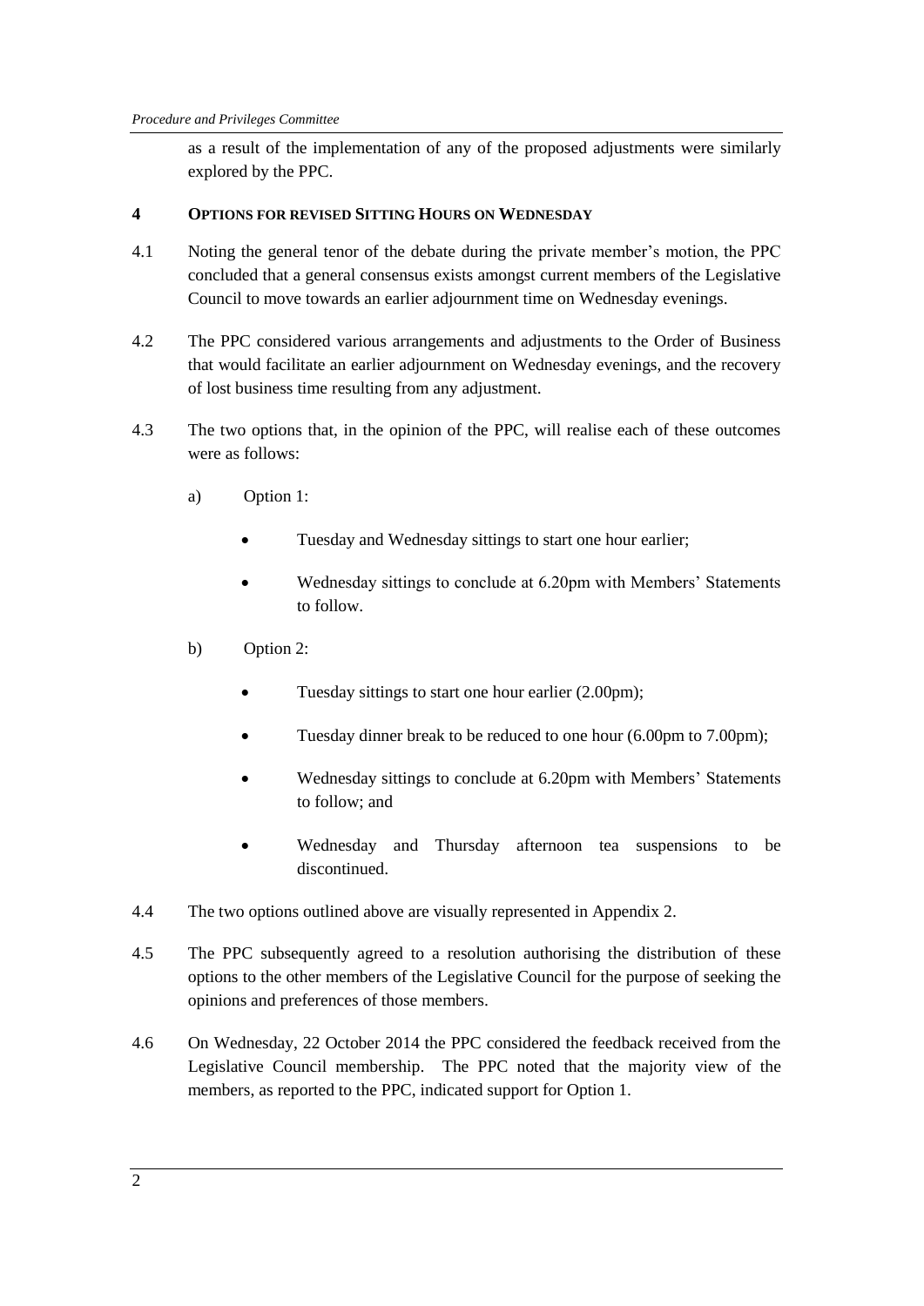as a result of the implementation of any of the proposed adjustments were similarly explored by the PPC.

## 4 OPTIONS FOR REVISED SITTING HOURS ON WEDNESDAY

4.1 Noting the general tenor of the debate during the private member's motion, the PPC concluded that a general consensus exists amongst current members of the Legislative Council to move towards an earlier adjournment time on Wednesday evenings.

4.2 The PPC considered various arrangements and adjustments to the Order of Business that would facilitate an earlier adjournment on Wednesday evenings, and the recovery of lost business time resulting from any adjustment.

4.3 The two options that, in the opinion of the PPC, will realise each of these outcomes were as follows:

a) Option 1:

- Tuesday and Wednesday sittings to start one hour earlier;
- Wednesday sittings to conclude at 6.20pm with Members' Statements to follow.

b) Option 2:

- Tuesday sittings to start one hour earlier (2.00pm);
- Tuesday dinner break to be reduced to one hour (6.00pm to 7.00pm);
- Wednesday sittings to conclude at 6.20pm with Members' Statements to follow; and
- Wednesday and Thursday afternoon tea suspensions to be discontinued.

4.4 The two options outlined above are visually represented in Appendix 2.

4.5 The PPC subsequently agreed to a resolution authorising the distribution of these options to the other members of the Legislative Council for the purpose of seeking the opinions and preferences of those members.

4.6 On Wednesday, 22 October 2014 the PPC considered the feedback received from the Legislative Council membership. The PPC noted that the majority view of the members, as reported to the PPC, indicated support for Option 1.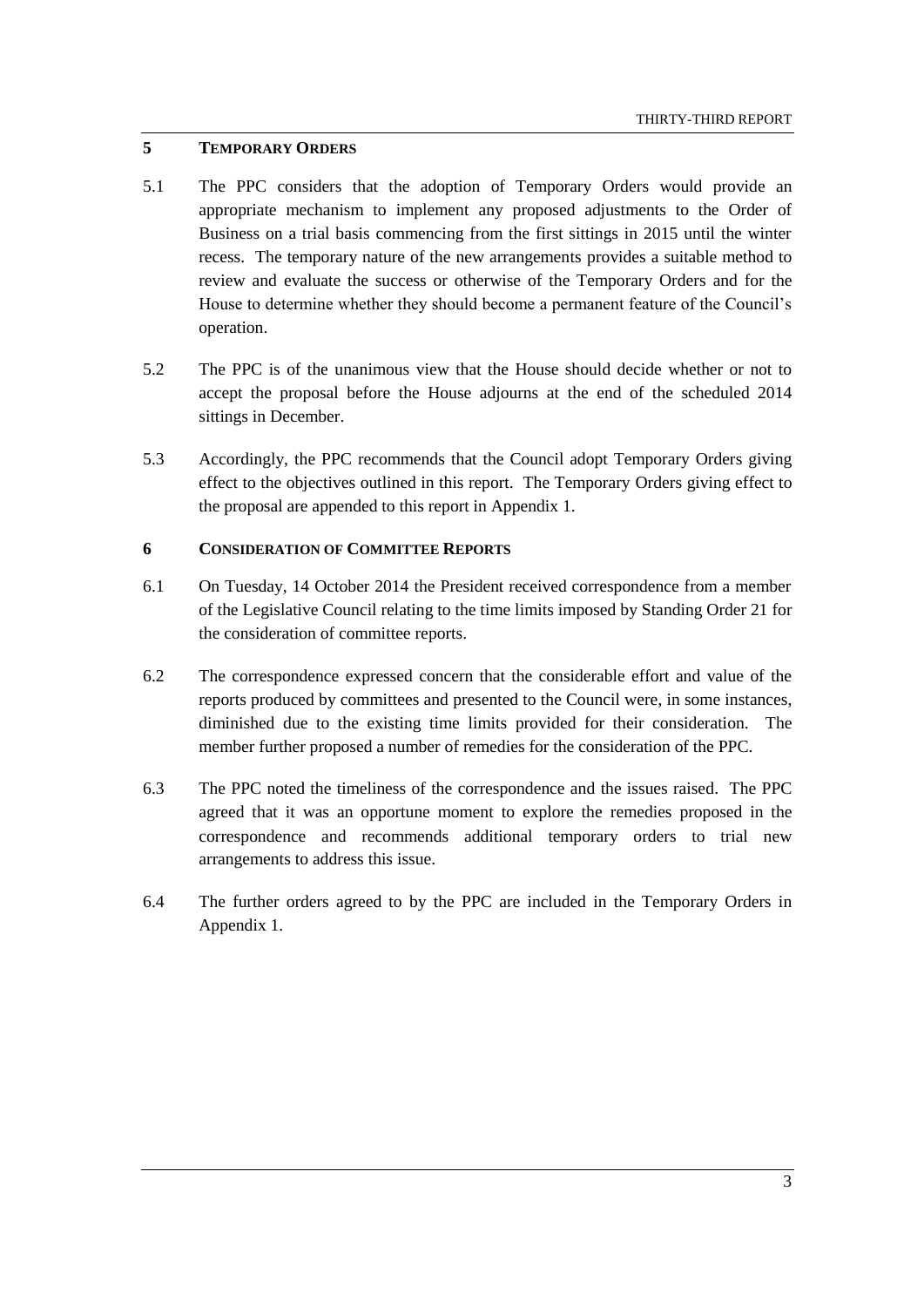## 5 TEMPORARY ORDERS

5.1 The PPC considers that the adoption of Temporary Orders would provide an appropriate mechanism to implement any proposed adjustments to the Order of Business on a trial basis commencing from the first sittings in 2015 until the winter recess. The temporary nature of the new arrangements provides a suitable method to review and evaluate the success or otherwise of the Temporary Orders and for the House to determine whether they should become a permanent feature of the Council's operation.

5.2 The PPC is of the unanimous view that the House should decide whether or not to accept the proposal before the House adjourns at the end of the scheduled 2014 sittings in December.

5.3 Accordingly, the PPC recommends that the Council adopt Temporary Orders giving effect to the objectives outlined in this report. The Temporary Orders giving effect to the proposal are appended to this report in Appendix 1.

## 6 CONSIDERATION OF COMMITTEE REPORTS

6.1 On Tuesday, 14 October 2014 the President received correspondence from a member of the Legislative Council relating to the time limits imposed by Standing Order 21 for the consideration of committee reports.

6.2 The correspondence expressed concern that the considerable effort and value of the reports produced by committees and presented to the Council were, in some instances, diminished due to the existing time limits provided for their consideration. The member further proposed a number of remedies for the consideration of the PPC.

6.3 The PPC noted the timeliness of the correspondence and the issues raised. The PPC agreed that it was an opportune moment to explore the remedies proposed in the correspondence and recommends additional temporary orders to trial new arrangements to address this issue.

6.4 The further orders agreed to by the PPC are included in the Temporary Orders in Appendix 1.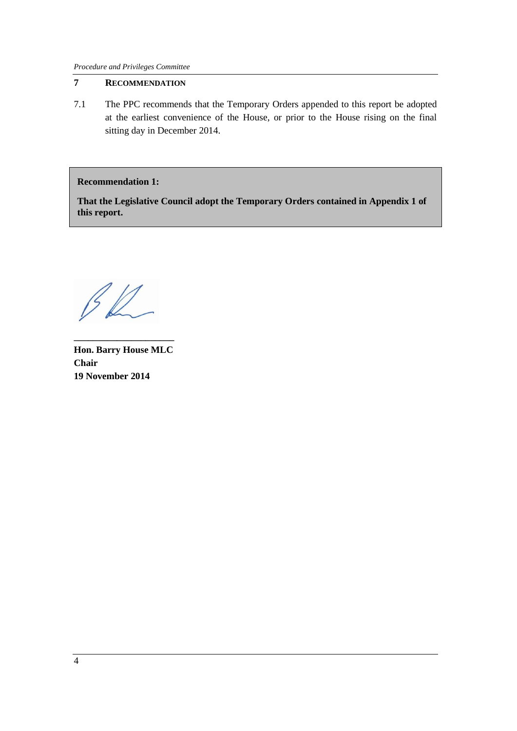## 7 RECOMMENDATION

7.1 The PPC recommends that the Temporary Orders appended to this report be adopted at the earliest convenience of the House, or prior to the House rising on the final sitting day in December 2014.

**Recommendation 1:**

**That the Legislative Council adopt the Temporary Orders contained in Appendix 1 of this report.**

**Hon. Barry House MLC**
**Chair**
**19 November 2014**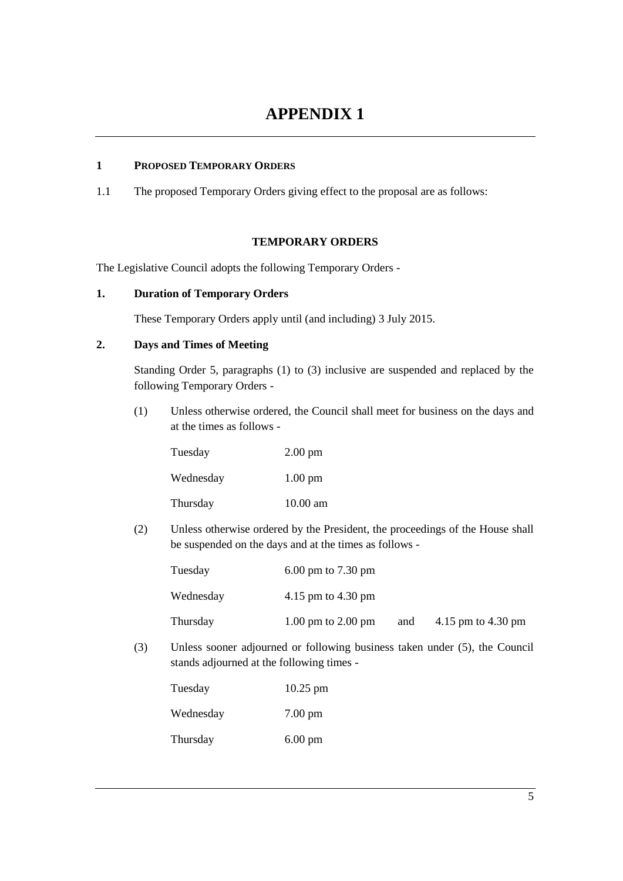# APPENDIX 1

## 1 PROPOSED TEMPORARY ORDERS

1.1 The proposed Temporary Orders giving effect to the proposal are as follows:

**TEMPORARY ORDERS**

The Legislative Council adopts the following Temporary Orders -

**1. Duration of Temporary Orders**

These Temporary Orders apply until (and including) 3 July 2015.

**2. Days and Times of Meeting**

Standing Order 5, paragraphs (1) to (3) inclusive are suspended and replaced by the following Temporary Orders -

(1) Unless otherwise ordered, the Council shall meet for business on the days and at the times as follows -

| | |
|---|---|
| Tuesday | 2.00 pm |
| Wednesday | 1.00 pm |
| Thursday | 10.00 am |

(2) Unless otherwise ordered by the President, the proceedings of the House shall be suspended on the days and at the times as follows -

| | | | |
|---|---|---|---|
| Tuesday | 6.00 pm to 7.30 pm | | |
| Wednesday | 4.15 pm to 4.30 pm | | |
| Thursday | 1.00 pm to 2.00 pm | and | 4.15 pm to 4.30 pm |

(3) Unless sooner adjourned or following business taken under (5), the Council stands adjourned at the following times -

| | |
|---|---|
| Tuesday | 10.25 pm |
| Wednesday | 7.00 pm |
| Thursday | 6.00 pm |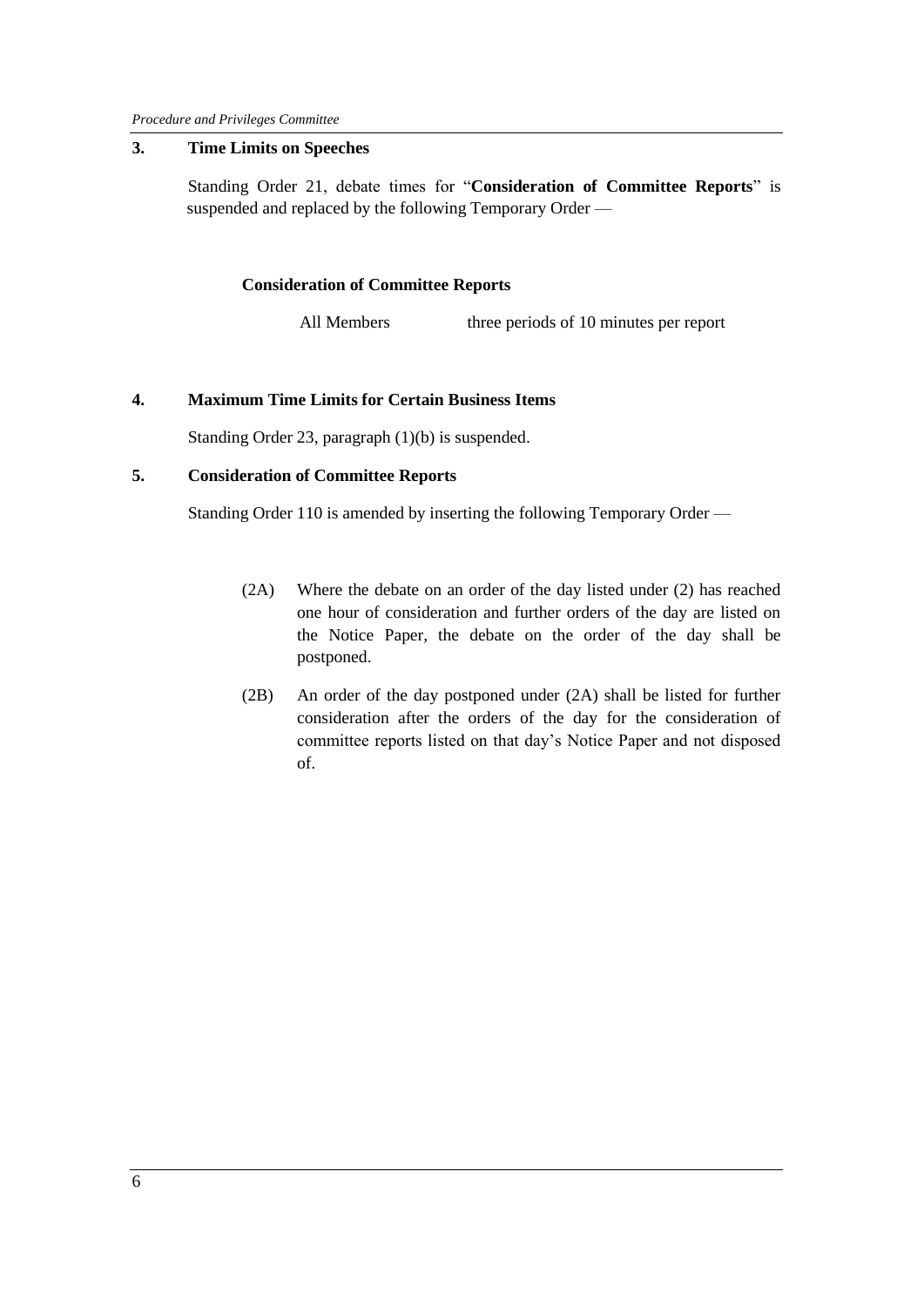### 3. Time Limits on Speeches

Standing Order 21, debate times for "**Consideration of Committee Reports**" is suspended and replaced by the following Temporary Order —

**Consideration of Committee Reports**

| | |
|---|---|
| All Members | three periods of 10 minutes per report |

### 4. Maximum Time Limits for Certain Business Items

Standing Order 23, paragraph (1)(b) is suspended.

### 5. Consideration of Committee Reports

Standing Order 110 is amended by inserting the following Temporary Order —

(2A) Where the debate on an order of the day listed under (2) has reached one hour of consideration and further orders of the day are listed on the Notice Paper, the debate on the order of the day shall be postponed.

(2B) An order of the day postponed under (2A) shall be listed for further consideration after the orders of the day for the consideration of committee reports listed on that day's Notice Paper and not disposed of.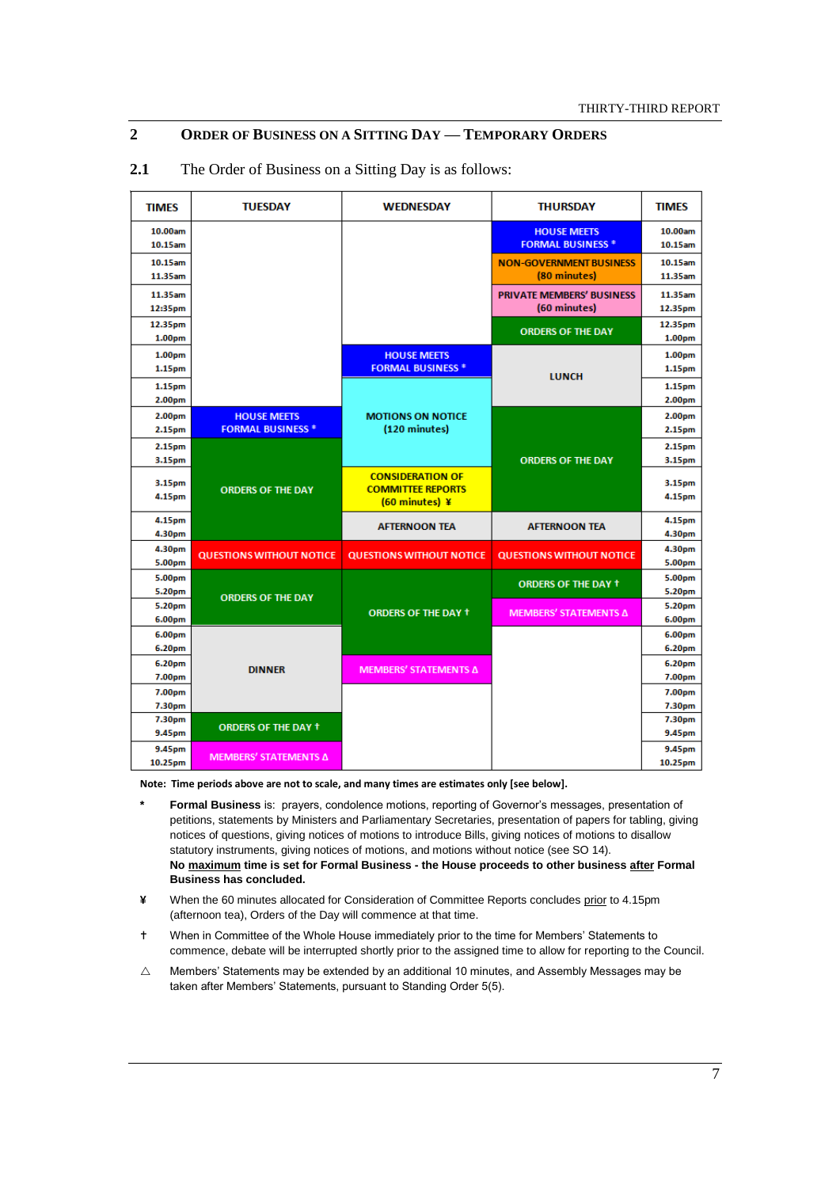## 2 ORDER OF BUSINESS ON A SITTING DAY — TEMPORARY ORDERS

**2.1** The Order of Business on a Sitting Day is as follows:

| TIMES | TUESDAY | WEDNESDAY | THURSDAY | TIMES |
|---|---|---|---|---|
| 10.00am 10.15am | | | HOUSE MEETS FORMAL BUSINESS * | 10.00am 10.15am |
| 10.15am 11.35am | | | NON-GOVERNMENT BUSINESS (80 minutes) | 10.15am 11.35am |
| 11.35am 12:35pm | | | PRIVATE MEMBERS' BUSINESS (60 minutes) | 11.35am 12.35pm |
| 12.35pm 1.00pm | | | ORDERS OF THE DAY | 12.35pm 1.00pm |
| 1.00pm 1.15pm | | HOUSE MEETS FORMAL BUSINESS * | LUNCH | 1.00pm 1.15pm |
| 1.15pm 2.00pm | | MOTIONS ON NOTICE (120 minutes) | LUNCH | 1.15pm 2.00pm |
| 2.00pm 2.15pm | HOUSE MEETS FORMAL BUSINESS * | MOTIONS ON NOTICE (120 minutes) | ORDERS OF THE DAY | 2.00pm 2.15pm |
| 2.15pm 3.15pm | ORDERS OF THE DAY | MOTIONS ON NOTICE (120 minutes) | ORDERS OF THE DAY | 2.15pm 3.15pm |
| 3.15pm 4.15pm | ORDERS OF THE DAY | CONSIDERATION OF COMMITTEE REPORTS (60 minutes) ¥ | ORDERS OF THE DAY | 3.15pm 4.15pm |
| 4.15pm 4.30pm | ORDERS OF THE DAY | AFTERNOON TEA | AFTERNOON TEA | 4.15pm 4.30pm |
| 4.30pm 5.00pm | QUESTIONS WITHOUT NOTICE | QUESTIONS WITHOUT NOTICE | QUESTIONS WITHOUT NOTICE | 4.30pm 5.00pm |
| 5.00pm 5.20pm | ORDERS OF THE DAY | ORDERS OF THE DAY † | ORDERS OF THE DAY † | 5.00pm 5.20pm |
| 5.20pm 6.00pm | ORDERS OF THE DAY | ORDERS OF THE DAY † | MEMBERS' STATEMENTS ∆ | 5.20pm 6.00pm |
| 6.00pm 6.20pm | DINNER | ORDERS OF THE DAY † | | 6.00pm 6.20pm |
| 6.20pm 7.00pm | DINNER | MEMBERS' STATEMENTS ∆ | | 6.20pm 7.00pm |
| 7.00pm 7.30pm | DINNER | | | 7.00pm 7.30pm |
| 7.30pm 9.45pm | ORDERS OF THE DAY † | | | 7.30pm 9.45pm |
| 9.45pm 10.25pm | MEMBERS' STATEMENTS ∆ | | | 9.45pm 10.25pm |

**Note: Time periods above are not to scale, and many times are estimates only [see below].**

\* **Formal Business** is: prayers, condolence motions, reporting of Governor's messages, presentation of petitions, statements by Ministers and Parliamentary Secretaries, presentation of papers for tabling, giving notices of questions, giving notices of motions to introduce Bills, giving notices of motions to disallow statutory instruments, giving notices of motions, and motions without notice (see SO 14).
**No maximum time is set for Formal Business - the House proceeds to other business after Formal Business has concluded.**

¥ When the 60 minutes allocated for Consideration of Committee Reports concludes prior to 4.15pm (afternoon tea), Orders of the Day will commence at that time.

† When in Committee of the Whole House immediately prior to the time for Members' Statements to commence, debate will be interrupted shortly prior to the assigned time to allow for reporting to the Council.

△ Members' Statements may be extended by an additional 10 minutes, and Assembly Messages may be taken after Members' Statements, pursuant to Standing Order 5(5).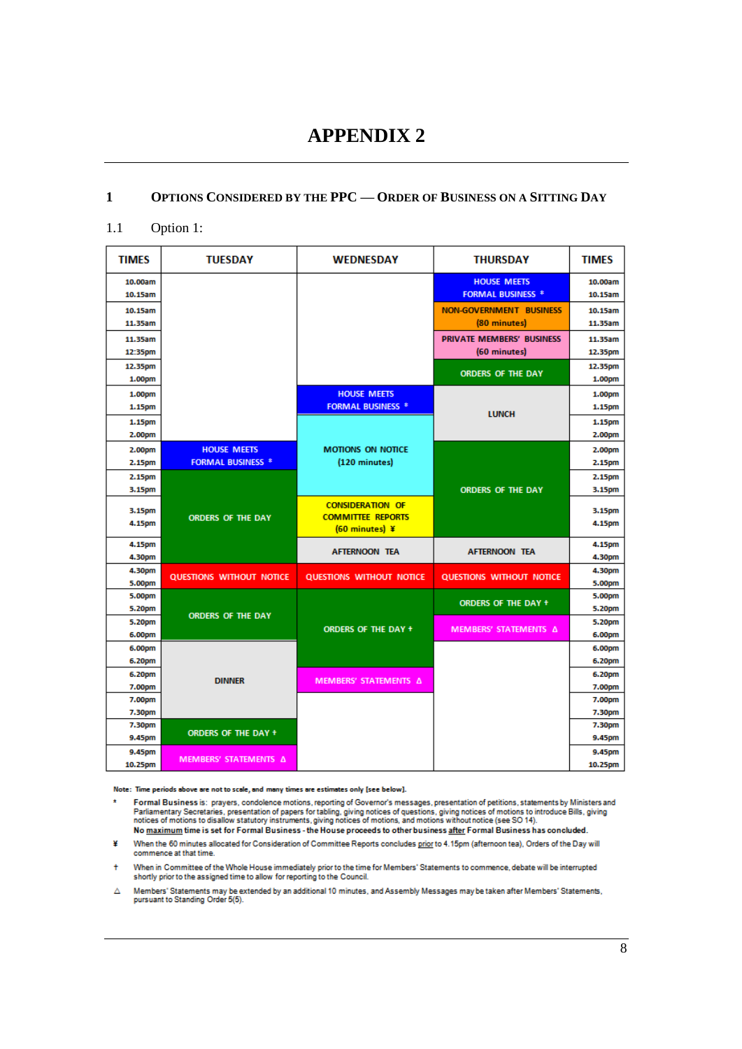# APPENDIX 2

## 1 OPTIONS CONSIDERED BY THE PPC — ORDER OF BUSINESS ON A SITTING DAY

1.1 Option 1:

| TIMES | TUESDAY | WEDNESDAY | THURSDAY | TIMES |
|---|---|---|---|---|
| 10.00am 10.15am | | | HOUSE MEETS FORMAL BUSINESS * | 10.00am 10.15am |
| 10.15am 11.35am | | | NON-GOVERNMENT BUSINESS (80 minutes) | 10.15am 11.35am |
| 11.35am 12:35pm | | | PRIVATE MEMBERS' BUSINESS (60 minutes) | 11.35am 12.35pm |
| 12.35pm 1.00pm | | | ORDERS OF THE DAY | 12.35pm 1.00pm |
| 1.00pm 1.15pm | | HOUSE MEETS FORMAL BUSINESS * | LUNCH | 1.00pm 1.15pm |
| 1.15pm 2.00pm | | MOTIONS ON NOTICE (120 minutes) | | 1.15pm 2.00pm |
| 2.00pm 2.15pm | HOUSE MEETS FORMAL BUSINESS * | | ORDERS OF THE DAY | 2.00pm 2.15pm |
| 2.15pm 3.15pm | ORDERS OF THE DAY | | | 2.15pm 3.15pm |
| 3.15pm 4.15pm | | CONSIDERATION OF COMMITTEE REPORTS (60 minutes) ¥ | | 3.15pm 4.15pm |
| 4.15pm 4.30pm | | AFTERNOON TEA | AFTERNOON TEA | 4.15pm 4.30pm |
| 4.30pm 5.00pm | QUESTIONS WITHOUT NOTICE | QUESTIONS WITHOUT NOTICE | QUESTIONS WITHOUT NOTICE | 4.30pm 5.00pm |
| 5.00pm 5.20pm | ORDERS OF THE DAY | ORDERS OF THE DAY † | ORDERS OF THE DAY † | 5.00pm 5.20pm |
| 5.20pm 6.00pm | | | MEMBERS' STATEMENTS Δ | 5.20pm 6.00pm |
| 6.00pm 6.20pm | DINNER | | | 6.00pm 6.20pm |
| 6.20pm 7.00pm | | MEMBERS' STATEMENTS Δ | | 6.20pm 7.00pm |
| 7.00pm 7.30pm | | | | 7.00pm 7.30pm |
| 7.30pm 9.45pm | ORDERS OF THE DAY † | | | 7.30pm 9.45pm |
| 9.45pm 10.25pm | MEMBERS' STATEMENTS Δ | | | 9.45pm 10.25pm |

Note: Time periods above are not to scale, and many times are estimates only [see below].

\* **Formal Business** is: prayers, condolence motions, reporting of Governor's messages, presentation of petitions, statements by Ministers and Parliamentary Secretaries, presentation of papers for tabling, giving notices of questions, giving notices of motions to introduce Bills, giving notices of motions to disallow statutory instruments, giving notices of motions, and motions without notice (see SO 14).
**No maximum time is set for Formal Business - the House proceeds to other business after Formal Business has concluded.**

¥ When the 60 minutes allocated for Consideration of Committee Reports concludes prior to 4.15pm (afternoon tea), Orders of the Day will commence at that time.

† When in Committee of the Whole House immediately prior to the time for Members' Statements to commence, debate will be interrupted shortly prior to the assigned time to allow for reporting to the Council.

Δ Members' Statements may be extended by an additional 10 minutes, and Assembly Messages may be taken after Members' Statements, pursuant to Standing Order 5(5).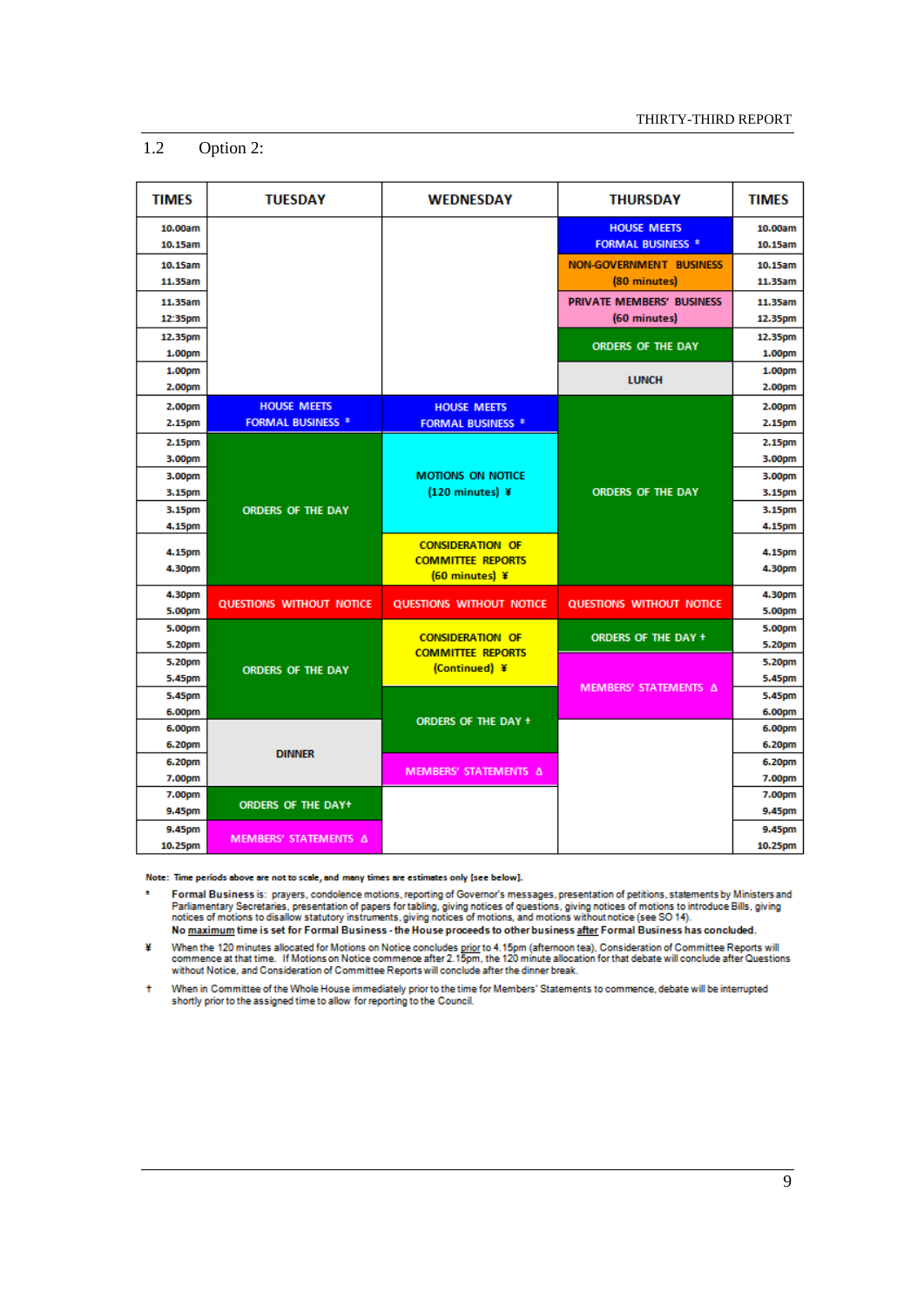1.2 Option 2:

| TIMES | TUESDAY | WEDNESDAY | THURSDAY | TIMES |
|---|---|---|---|---|
| 10.00am 10.15am | | | HOUSE MEETS FORMAL BUSINESS * | 10.00am 10.15am |
| 10.15am 11.35am | | | NON-GOVERNMENT BUSINESS (80 minutes) | 10.15am 11.35am |
| 11.35am 12:35pm | | | PRIVATE MEMBERS' BUSINESS (60 minutes) | 11.35am 12.35pm |
| 12.35pm 1.00pm | | | ORDERS OF THE DAY | 12.35pm 1.00pm |
| 1.00pm 2.00pm | | | LUNCH | 1.00pm 2.00pm |
| 2.00pm 2.15pm | HOUSE MEETS FORMAL BUSINESS * | HOUSE MEETS FORMAL BUSINESS * | ORDERS OF THE DAY | 2.00pm 2.15pm |
| 2.15pm 3.00pm | ORDERS OF THE DAY | MOTIONS ON NOTICE (120 minutes) ¥ | | 2.15pm 3.00pm |
| 3.00pm 3.15pm | | | | 3.00pm 3.15pm |
| 3.15pm 4.15pm | | | | 3.15pm 4.15pm |
| 4.15pm 4.30pm | | CONSIDERATION OF COMMITTEE REPORTS (60 minutes) ¥ | | 4.15pm 4.30pm |
| 4.30pm 5.00pm | QUESTIONS WITHOUT NOTICE | QUESTIONS WITHOUT NOTICE | QUESTIONS WITHOUT NOTICE | 4.30pm 5.00pm |
| 5.00pm 5.20pm | ORDERS OF THE DAY | CONSIDERATION OF COMMITTEE REPORTS (Continued) ¥ | ORDERS OF THE DAY † | 5.00pm 5.20pm |
| 5.20pm 5.45pm | | | MEMBERS' STATEMENTS Δ | 5.20pm 5.45pm |
| 5.45pm 6.00pm | | ORDERS OF THE DAY † | | 5.45pm 6.00pm |
| 6.00pm 6.20pm | DINNER | | | 6.00pm 6.20pm |
| 6.20pm 7.00pm | | MEMBERS' STATEMENTS Δ | | 6.20pm 7.00pm |
| 7.00pm 9.45pm | ORDERS OF THE DAY† | | | 7.00pm 9.45pm |
| 9.45pm 10.25pm | MEMBERS' STATEMENTS Δ | | | 9.45pm 10.25pm |

**Note: Time periods above are not to scale, and many times are estimates only (see below).**

\* **Formal Business** is: prayers, condolence motions, reporting of Governor's messages, presentation of petitions, statements by Ministers and Parliamentary Secretaries, presentation of papers for tabling, giving notices of questions, giving notices of motions to introduce Bills, giving notices of motions to disallow statutory instruments, giving notices of motions, and motions without notice (see SO 14).
**No maximum time is set for Formal Business - the House proceeds to other business after Formal Business has concluded.**

¥ When the 120 minutes allocated for Motions on Notice concludes prior to 4.15pm (afternoon tea), Consideration of Committee Reports will commence at that time. If Motions on Notice commence after 2.15pm, the 120 minute allocation for that debate will conclude after Questions without Notice, and Consideration of Committee Reports will conclude after the dinner break.

† When in Committee of the Whole House immediately prior to the time for Members' Statements to commence, debate will be interrupted shortly prior to the assigned time to allow for reporting to the Council.